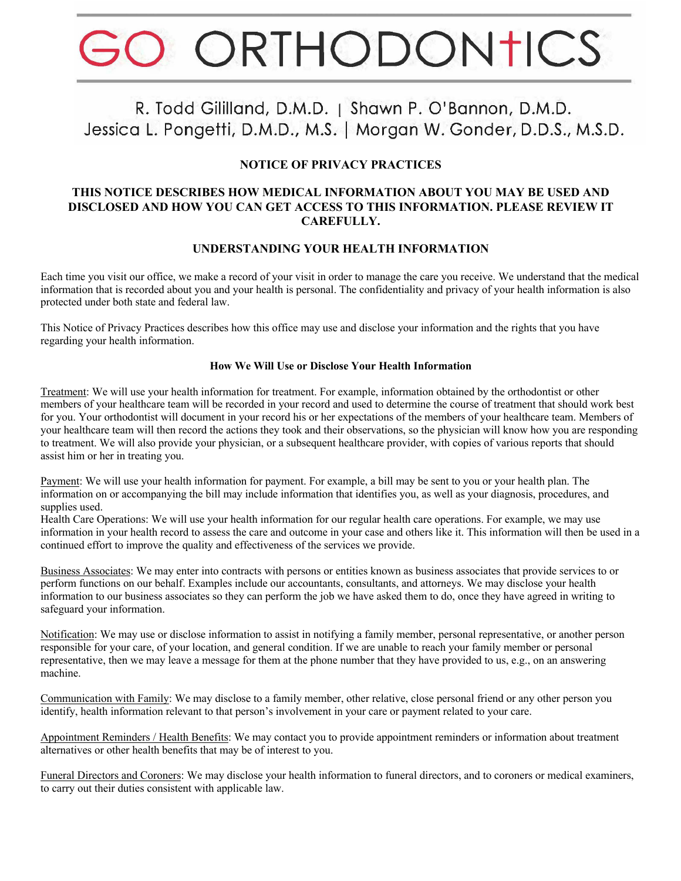# GO ORTHODONTICS

R. Todd Gililland, D.M.D. | Shawn P. O'Bannon, D.M.D.
Jessica L. Pongetti, D.M.D., M.S. | Morgan W. Gonder, D.D.S., M.S.D.

## NOTICE OF PRIVACY PRACTICES

## THIS NOTICE DESCRIBES HOW MEDICAL INFORMATION ABOUT YOU MAY BE USED AND DISCLOSED AND HOW YOU CAN GET ACCESS TO THIS INFORMATION. PLEASE REVIEW IT CAREFULLY.

## UNDERSTANDING YOUR HEALTH INFORMATION

Each time you visit our office, we make a record of your visit in order to manage the care you receive. We understand that the medical information that is recorded about you and your health is personal. The confidentiality and privacy of your health information is also protected under both state and federal law.

This Notice of Privacy Practices describes how this office may use and disclose your information and the rights that you have regarding your health information.

### How We Will Use or Disclose Your Health Information

Treatment: We will use your health information for treatment. For example, information obtained by the orthodontist or other members of your healthcare team will be recorded in your record and used to determine the course of treatment that should work best for you. Your orthodontist will document in your record his or her expectations of the members of your healthcare team. Members of your healthcare team will then record the actions they took and their observations, so the physician will know how you are responding to treatment. We will also provide your physician, or a subsequent healthcare provider, with copies of various reports that should assist him or her in treating you.

Payment: We will use your health information for payment. For example, a bill may be sent to you or your health plan. The information on or accompanying the bill may include information that identifies you, as well as your diagnosis, procedures, and supplies used.
Health Care Operations: We will use your health information for our regular health care operations. For example, we may use information in your health record to assess the care and outcome in your case and others like it. This information will then be used in a continued effort to improve the quality and effectiveness of the services we provide.

Business Associates: We may enter into contracts with persons or entities known as business associates that provide services to or perform functions on our behalf. Examples include our accountants, consultants, and attorneys. We may disclose your health information to our business associates so they can perform the job we have asked them to do, once they have agreed in writing to safeguard your information.

Notification: We may use or disclose information to assist in notifying a family member, personal representative, or another person responsible for your care, of your location, and general condition. If we are unable to reach your family member or personal representative, then we may leave a message for them at the phone number that they have provided to us, e.g., on an answering machine.

Communication with Family: We may disclose to a family member, other relative, close personal friend or any other person you identify, health information relevant to that person's involvement in your care or payment related to your care.

Appointment Reminders / Health Benefits: We may contact you to provide appointment reminders or information about treatment alternatives or other health benefits that may be of interest to you.

Funeral Directors and Coroners: We may disclose your health information to funeral directors, and to coroners or medical examiners, to carry out their duties consistent with applicable law.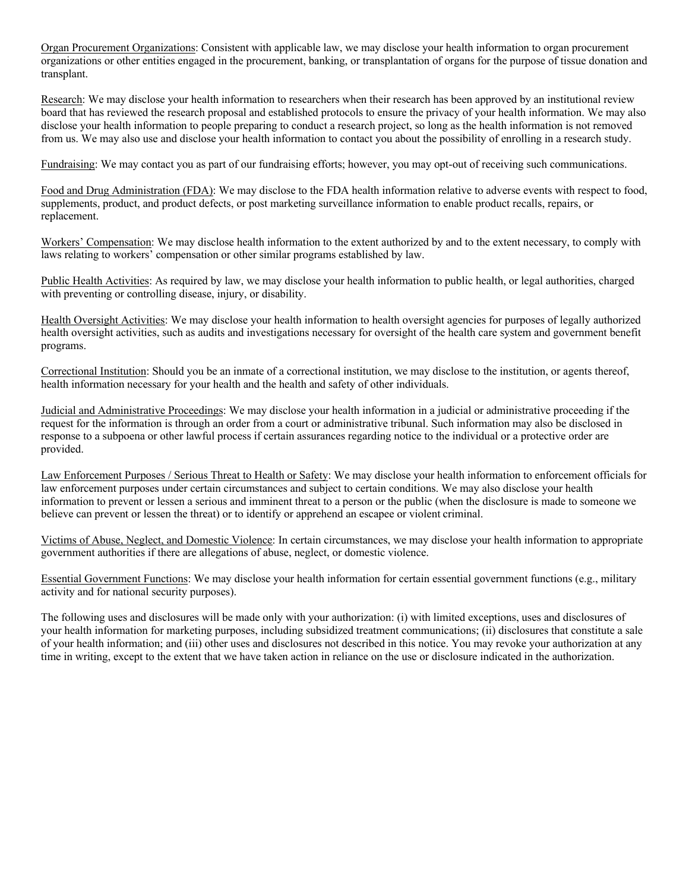Organ Procurement Organizations: Consistent with applicable law, we may disclose your health information to organ procurement organizations or other entities engaged in the procurement, banking, or transplantation of organs for the purpose of tissue donation and transplant.

Research: We may disclose your health information to researchers when their research has been approved by an institutional review board that has reviewed the research proposal and established protocols to ensure the privacy of your health information. We may also disclose your health information to people preparing to conduct a research project, so long as the health information is not removed from us. We may also use and disclose your health information to contact you about the possibility of enrolling in a research study.

Fundraising: We may contact you as part of our fundraising efforts; however, you may opt-out of receiving such communications.

Food and Drug Administration (FDA): We may disclose to the FDA health information relative to adverse events with respect to food, supplements, product, and product defects, or post marketing surveillance information to enable product recalls, repairs, or replacement.

Workers' Compensation: We may disclose health information to the extent authorized by and to the extent necessary, to comply with laws relating to workers' compensation or other similar programs established by law.

Public Health Activities: As required by law, we may disclose your health information to public health, or legal authorities, charged with preventing or controlling disease, injury, or disability.

Health Oversight Activities: We may disclose your health information to health oversight agencies for purposes of legally authorized health oversight activities, such as audits and investigations necessary for oversight of the health care system and government benefit programs.

Correctional Institution: Should you be an inmate of a correctional institution, we may disclose to the institution, or agents thereof, health information necessary for your health and the health and safety of other individuals.

Judicial and Administrative Proceedings: We may disclose your health information in a judicial or administrative proceeding if the request for the information is through an order from a court or administrative tribunal. Such information may also be disclosed in response to a subpoena or other lawful process if certain assurances regarding notice to the individual or a protective order are provided.

Law Enforcement Purposes / Serious Threat to Health or Safety: We may disclose your health information to enforcement officials for law enforcement purposes under certain circumstances and subject to certain conditions. We may also disclose your health information to prevent or lessen a serious and imminent threat to a person or the public (when the disclosure is made to someone we believe can prevent or lessen the threat) or to identify or apprehend an escapee or violent criminal.

Victims of Abuse, Neglect, and Domestic Violence: In certain circumstances, we may disclose your health information to appropriate government authorities if there are allegations of abuse, neglect, or domestic violence.

Essential Government Functions: We may disclose your health information for certain essential government functions (e.g., military activity and for national security purposes).

The following uses and disclosures will be made only with your authorization: (i) with limited exceptions, uses and disclosures of your health information for marketing purposes, including subsidized treatment communications; (ii) disclosures that constitute a sale of your health information; and (iii) other uses and disclosures not described in this notice. You may revoke your authorization at any time in writing, except to the extent that we have taken action in reliance on the use or disclosure indicated in the authorization.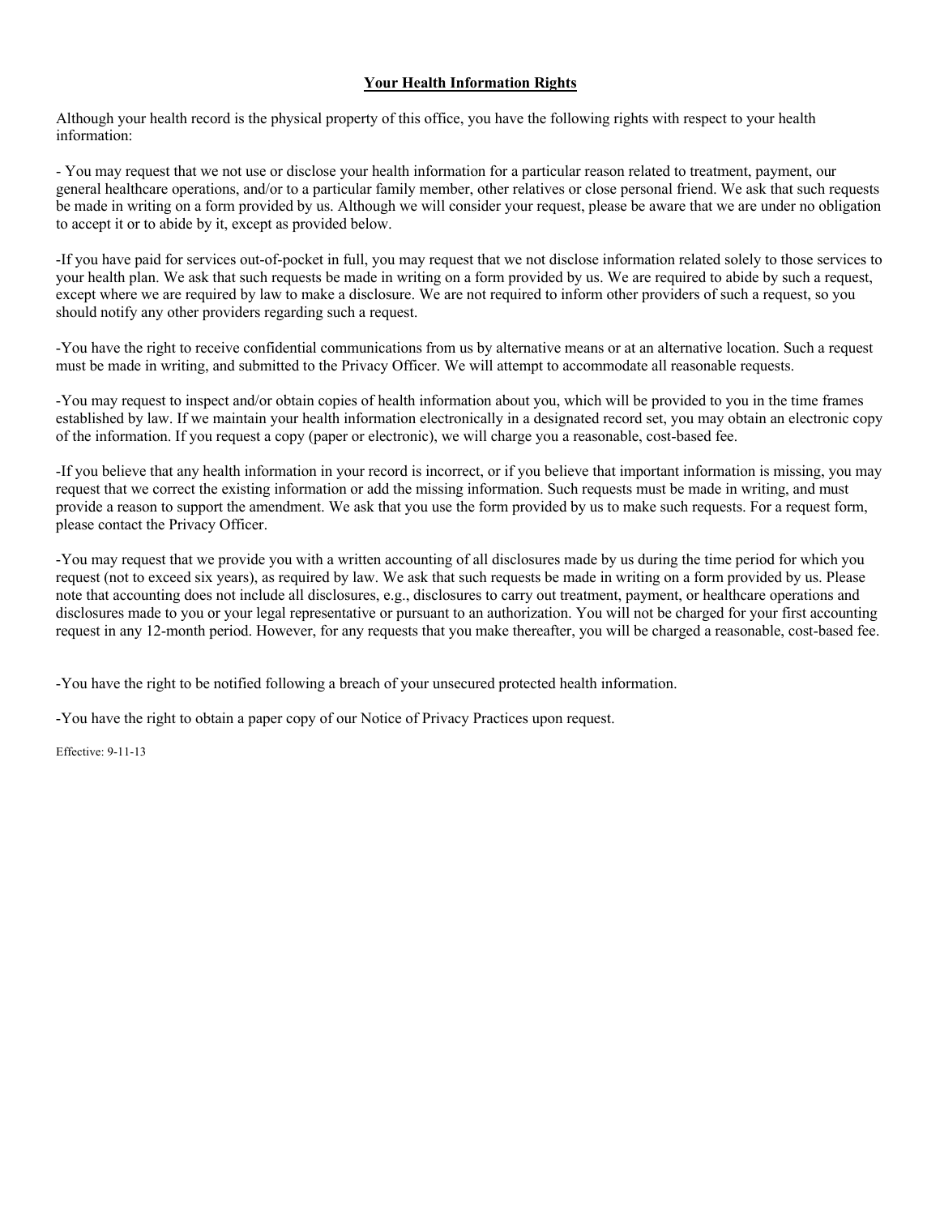## Your Health Information Rights

Although your health record is the physical property of this office, you have the following rights with respect to your health information:

- You may request that we not use or disclose your health information for a particular reason related to treatment, payment, our general healthcare operations, and/or to a particular family member, other relatives or close personal friend. We ask that such requests be made in writing on a form provided by us. Although we will consider your request, please be aware that we are under no obligation to accept it or to abide by it, except as provided below.

-If you have paid for services out-of-pocket in full, you may request that we not disclose information related solely to those services to your health plan. We ask that such requests be made in writing on a form provided by us. We are required to abide by such a request, except where we are required by law to make a disclosure. We are not required to inform other providers of such a request, so you should notify any other providers regarding such a request.

-You have the right to receive confidential communications from us by alternative means or at an alternative location. Such a request must be made in writing, and submitted to the Privacy Officer. We will attempt to accommodate all reasonable requests.

-You may request to inspect and/or obtain copies of health information about you, which will be provided to you in the time frames established by law. If we maintain your health information electronically in a designated record set, you may obtain an electronic copy of the information. If you request a copy (paper or electronic), we will charge you a reasonable, cost-based fee.

-If you believe that any health information in your record is incorrect, or if you believe that important information is missing, you may request that we correct the existing information or add the missing information. Such requests must be made in writing, and must provide a reason to support the amendment. We ask that you use the form provided by us to make such requests. For a request form, please contact the Privacy Officer.

-You may request that we provide you with a written accounting of all disclosures made by us during the time period for which you request (not to exceed six years), as required by law. We ask that such requests be made in writing on a form provided by us. Please note that accounting does not include all disclosures, e.g., disclosures to carry out treatment, payment, or healthcare operations and disclosures made to you or your legal representative or pursuant to an authorization. You will not be charged for your first accounting request in any 12-month period. However, for any requests that you make thereafter, you will be charged a reasonable, cost-based fee.

-You have the right to be notified following a breach of your unsecured protected health information.

-You have the right to obtain a paper copy of our Notice of Privacy Practices upon request.

Effective: 9-11-13